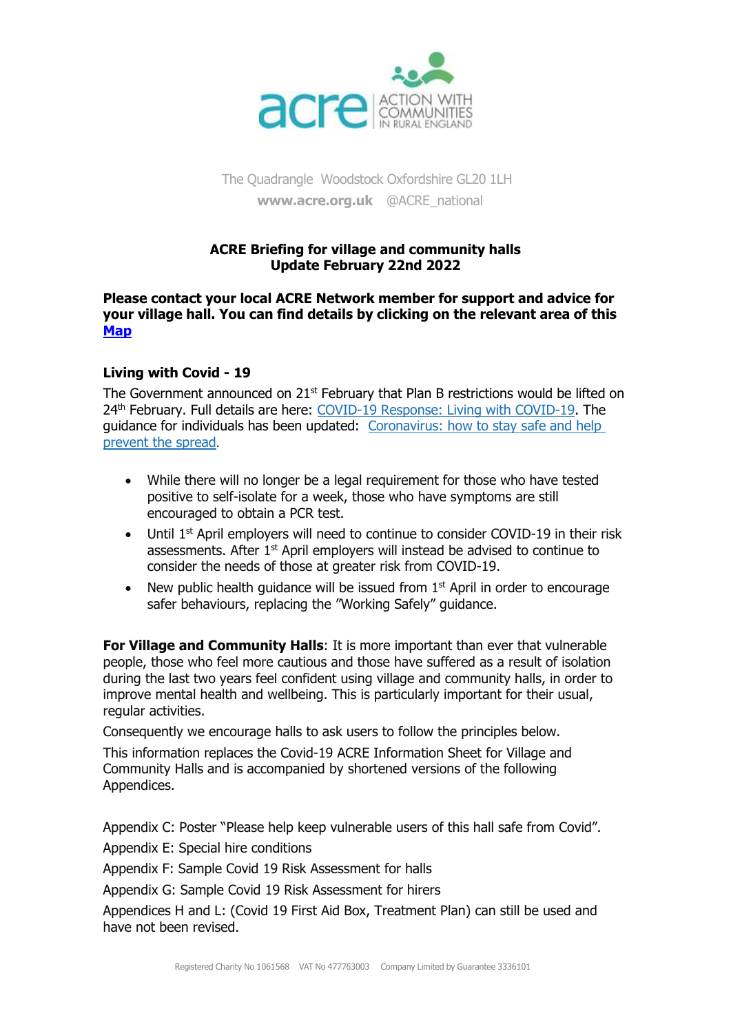ACRE ACTION WITH COMMUNITIES IN RURAL ENGLAND

The Quadrangle Woodstock Oxfordshire GL20 1LH
**www.acre.org.uk** @ACRE_national

# ACRE Briefing for village and community halls
## Update February 22nd 2022

**Please contact your local ACRE Network member for support and advice for your village hall. You can find details by clicking on the relevant area of this [Map]()**

### Living with Covid - 19

The Government announced on 21st February that Plan B restrictions would be lifted on 24th February. Full details are here: [COVID-19 Response: Living with COVID-19](). The guidance for individuals has been updated: [Coronavirus: how to stay safe and help prevent the spread]().

- While there will no longer be a legal requirement for those who have tested positive to self-isolate for a week, those who have symptoms are still encouraged to obtain a PCR test.
- Until 1st April employers will need to continue to consider COVID-19 in their risk assessments. After 1st April employers will instead be advised to continue to consider the needs of those at greater risk from COVID-19.
- New public health guidance will be issued from 1st April in order to encourage safer behaviours, replacing the "Working Safely" guidance.

**For Village and Community Halls**: It is more important than ever that vulnerable people, those who feel more cautious and those have suffered as a result of isolation during the last two years feel confident using village and community halls, in order to improve mental health and wellbeing. This is particularly important for their usual, regular activities.

Consequently we encourage halls to ask users to follow the principles below.

This information replaces the Covid-19 ACRE Information Sheet for Village and Community Halls and is accompanied by shortened versions of the following Appendices.

Appendix C: Poster "Please help keep vulnerable users of this hall safe from Covid".

Appendix E: Special hire conditions

Appendix F: Sample Covid 19 Risk Assessment for halls

Appendix G: Sample Covid 19 Risk Assessment for hirers

Appendices H and L: (Covid 19 First Aid Box, Treatment Plan) can still be used and have not been revised.

Registered Charity No 1061568 VAT No 477763003 Company Limited by Guarantee 3336101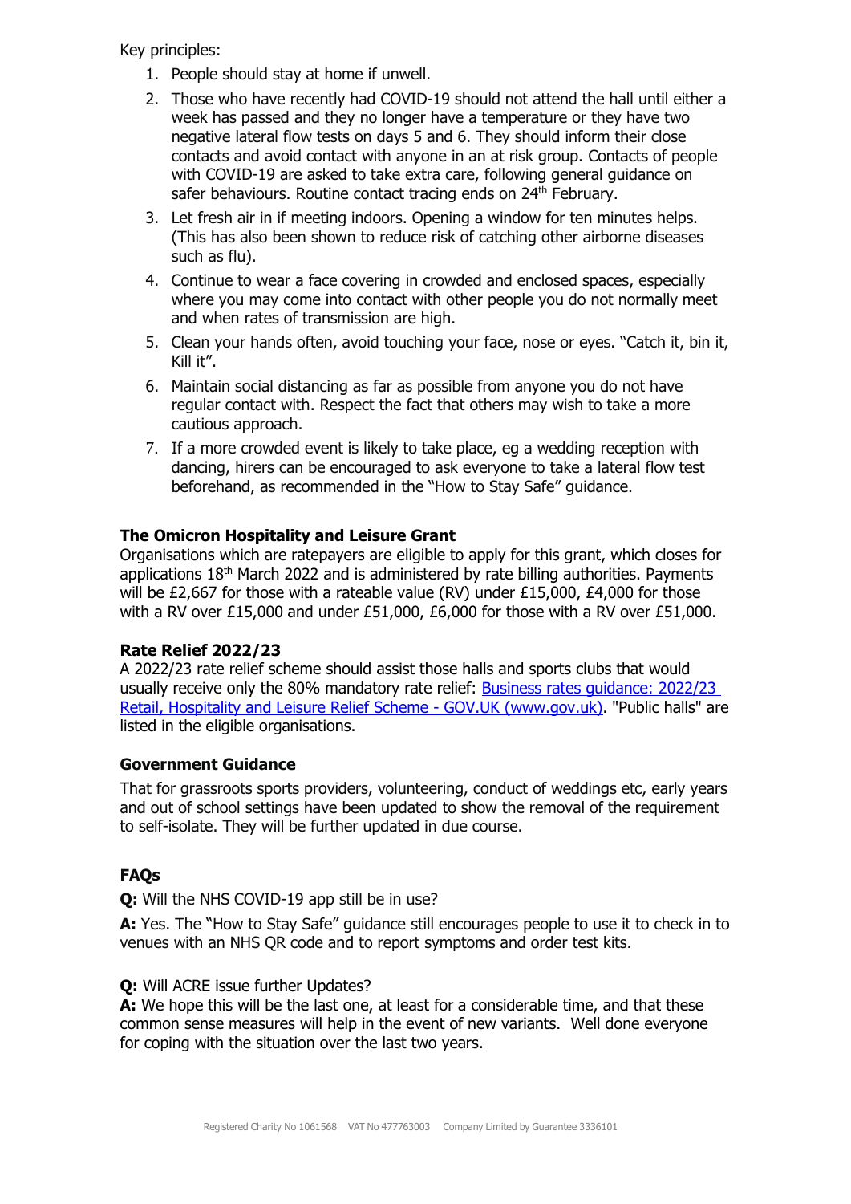Key principles:

1. People should stay at home if unwell.
2. Those who have recently had COVID-19 should not attend the hall until either a week has passed and they no longer have a temperature or they have two negative lateral flow tests on days 5 and 6. They should inform their close contacts and avoid contact with anyone in an at risk group. Contacts of people with COVID-19 are asked to take extra care, following general guidance on safer behaviours. Routine contact tracing ends on 24th February.
3. Let fresh air in if meeting indoors. Opening a window for ten minutes helps. (This has also been shown to reduce risk of catching other airborne diseases such as flu).
4. Continue to wear a face covering in crowded and enclosed spaces, especially where you may come into contact with other people you do not normally meet and when rates of transmission are high.
5. Clean your hands often, avoid touching your face, nose or eyes. "Catch it, bin it, Kill it".
6. Maintain social distancing as far as possible from anyone you do not have regular contact with. Respect the fact that others may wish to take a more cautious approach.
7. If a more crowded event is likely to take place, eg a wedding reception with dancing, hirers can be encouraged to ask everyone to take a lateral flow test beforehand, as recommended in the "How to Stay Safe" guidance.

**The Omicron Hospitality and Leisure Grant**

Organisations which are ratepayers are eligible to apply for this grant, which closes for applications 18th March 2022 and is administered by rate billing authorities. Payments will be £2,667 for those with a rateable value (RV) under £15,000, £4,000 for those with a RV over £15,000 and under £51,000, £6,000 for those with a RV over £51,000.

**Rate Relief 2022/23**

A 2022/23 rate relief scheme should assist those halls and sports clubs that would usually receive only the 80% mandatory rate relief: Business rates guidance: 2022/23 Retail, Hospitality and Leisure Relief Scheme - GOV.UK (www.gov.uk). "Public halls" are listed in the eligible organisations.

**Government Guidance**

That for grassroots sports providers, volunteering, conduct of weddings etc, early years and out of school settings have been updated to show the removal of the requirement to self-isolate. They will be further updated in due course.

**FAQs**

**Q:** Will the NHS COVID-19 app still be in use?

**A:** Yes. The "How to Stay Safe" guidance still encourages people to use it to check in to venues with an NHS QR code and to report symptoms and order test kits.

**Q:** Will ACRE issue further Updates?

**A:** We hope this will be the last one, at least for a considerable time, and that these common sense measures will help in the event of new variants. Well done everyone for coping with the situation over the last two years.